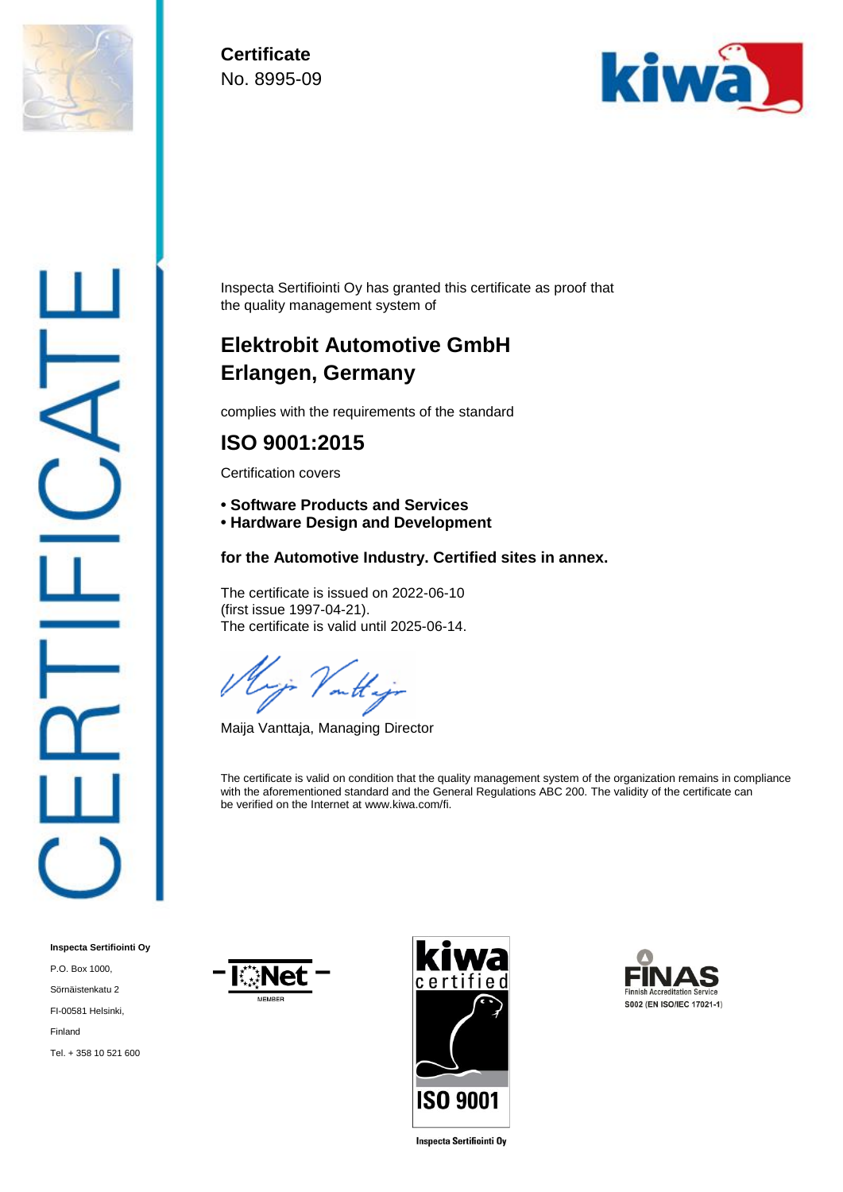**Certificate**
No. 8995-09

Inspecta Sertifiointi Oy has granted this certificate as proof that the quality management system of

## Elektrobit Automotive GmbH
## Erlangen, Germany

complies with the requirements of the standard

## ISO 9001:2015

Certification covers

- **Software Products and Services**
- **Hardware Design and Development**

**for the Automotive Industry. Certified sites in annex.**

The certificate is issued on 2022-06-10
(first issue 1997-04-21).
The certificate is valid until 2025-06-14.

Maija Vanttaja, Managing Director

The certificate is valid on condition that the quality management system of the organization remains in compliance with the aforementioned standard and the General Regulations ABC 200. The validity of the certificate can be verified on the Internet at www.kiwa.com/fi.

**Inspecta Sertifiointi Oy**

P.O. Box 1000,

Sörnäistenkatu 2

FI-00581 Helsinki,

Finland

Tel. + 358 10 521 600

IQNet MEMBER

kiwa certified ISO 9001
Inspecta Sertifiointi Oy

FINAS Finnish Accreditation Service
S002 (EN ISO/IEC 17021-1)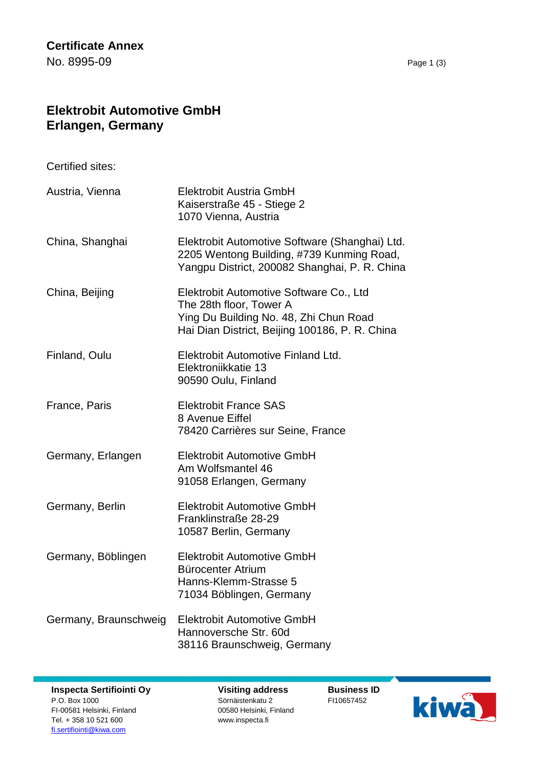**Certificate Annex**
No. 8995-09

## Elektrobit Automotive GmbH
## Erlangen, Germany

Certified sites:

| | |
|---|---|
| Austria, Vienna | Elektrobit Austria GmbH<br>Kaiserstraße 45 - Stiege 2<br>1070 Vienna, Austria |
| China, Shanghai | Elektrobit Automotive Software (Shanghai) Ltd.<br>2205 Wentong Building, #739 Kunming Road,<br>Yangpu District, 200082 Shanghai, P. R. China |
| China, Beijing | Elektrobit Automotive Software Co., Ltd<br>The 28th floor, Tower A<br>Ying Du Building No. 48, Zhi Chun Road<br>Hai Dian District, Beijing 100186, P. R. China |
| Finland, Oulu | Elektrobit Automotive Finland Ltd.<br>Elektroniikkatie 13<br>90590 Oulu, Finland |
| France, Paris | Elektrobit France SAS<br>8 Avenue Eiffel<br>78420 Carrières sur Seine, France |
| Germany, Erlangen | Elektrobit Automotive GmbH<br>Am Wolfsmantel 46<br>91058 Erlangen, Germany |
| Germany, Berlin | Elektrobit Automotive GmbH<br>Franklinstraße 28-29<br>10587 Berlin, Germany |
| Germany, Böblingen | Elektrobit Automotive GmbH<br>Bürocenter Atrium<br>Hanns-Klemm-Strasse 5<br>71034 Böblingen, Germany |
| Germany, Braunschweig | Elektrobit Automotive GmbH<br>Hannoversche Str. 60d<br>38116 Braunschweig, Germany |

**Inspecta Sertifiointi Oy**
P.O. Box 1000
FI-00581 Helsinki, Finland
Tel. + 358 10 521 600
fi.sertifiointi@kiwa.com

**Visiting address**
Sörnäistenkatu 2
00580 Helsinki, Finland
www.inspecta.fi

**Business ID**
FI10657452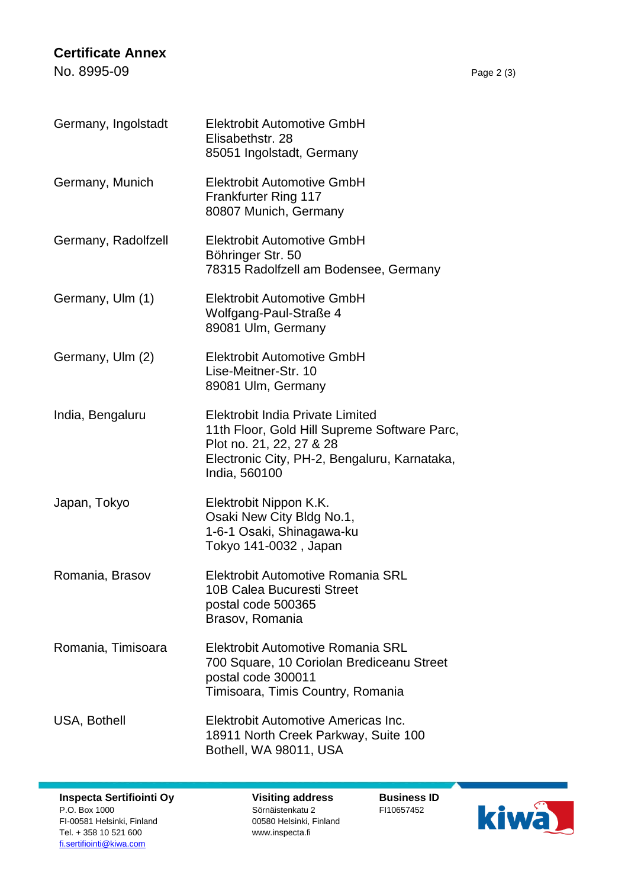**Certificate Annex**

No. 8995-09

| | |
|---|---|
| Germany, Ingolstadt | Elektrobit Automotive GmbH<br>Elisabethstr. 28<br>85051 Ingolstadt, Germany |
| Germany, Munich | Elektrobit Automotive GmbH<br>Frankfurter Ring 117<br>80807 Munich, Germany |
| Germany, Radolfzell | Elektrobit Automotive GmbH<br>Böhringer Str. 50<br>78315 Radolfzell am Bodensee, Germany |
| Germany, Ulm (1) | Elektrobit Automotive GmbH<br>Wolfgang-Paul-Straße 4<br>89081 Ulm, Germany |
| Germany, Ulm (2) | Elektrobit Automotive GmbH<br>Lise-Meitner-Str. 10<br>89081 Ulm, Germany |
| India, Bengaluru | Elektrobit India Private Limited<br>11th Floor, Gold Hill Supreme Software Parc,<br>Plot no. 21, 22, 27 & 28<br>Electronic City, PH-2, Bengaluru, Karnataka,<br>India, 560100 |
| Japan, Tokyo | Elektrobit Nippon K.K.<br>Osaki New City Bldg No.1,<br>1-6-1 Osaki, Shinagawa-ku<br>Tokyo 141-0032 , Japan |
| Romania, Brasov | Elektrobit Automotive Romania SRL<br>10B Calea Bucuresti Street<br>postal code 500365<br>Brasov, Romania |
| Romania, Timisoara | Elektrobit Automotive Romania SRL<br>700 Square, 10 Coriolan Brediceanu Street<br>postal code 300011<br>Timisoara, Timis Country, Romania |
| USA, Bothell | Elektrobit Automotive Americas Inc.<br>18911 North Creek Parkway, Suite 100<br>Bothell, WA 98011, USA |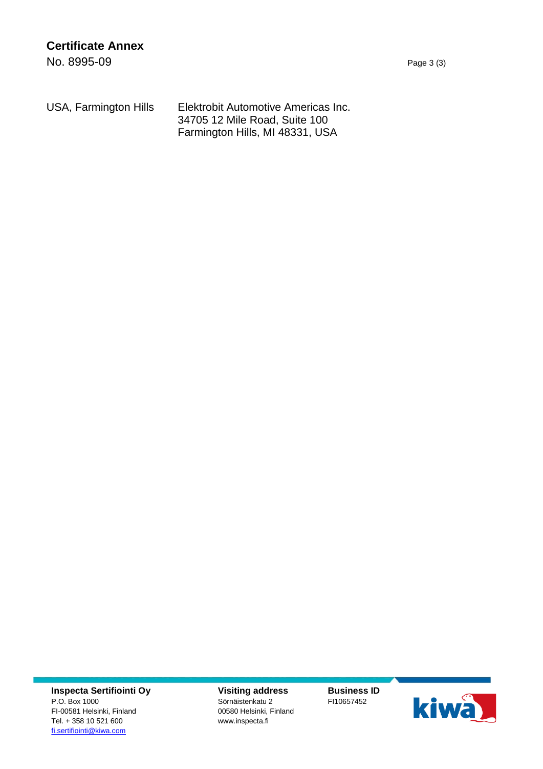**Certificate Annex**
No. 8995-09

| | |
|---|---|
| USA, Farmington Hills | Elektrobit Automotive Americas Inc.<br>34705 12 Mile Road, Suite 100<br>Farmington Hills, MI 48331, USA |

**Inspecta Sertifiointi Oy**
P.O. Box 1000
FI-00581 Helsinki, Finland
Tel. + 358 10 521 600
fi.sertifiointi@kiwa.com

**Visiting address**
Sörnäistenkatu 2
00580 Helsinki, Finland
www.inspecta.fi

**Business ID**
FI10657452